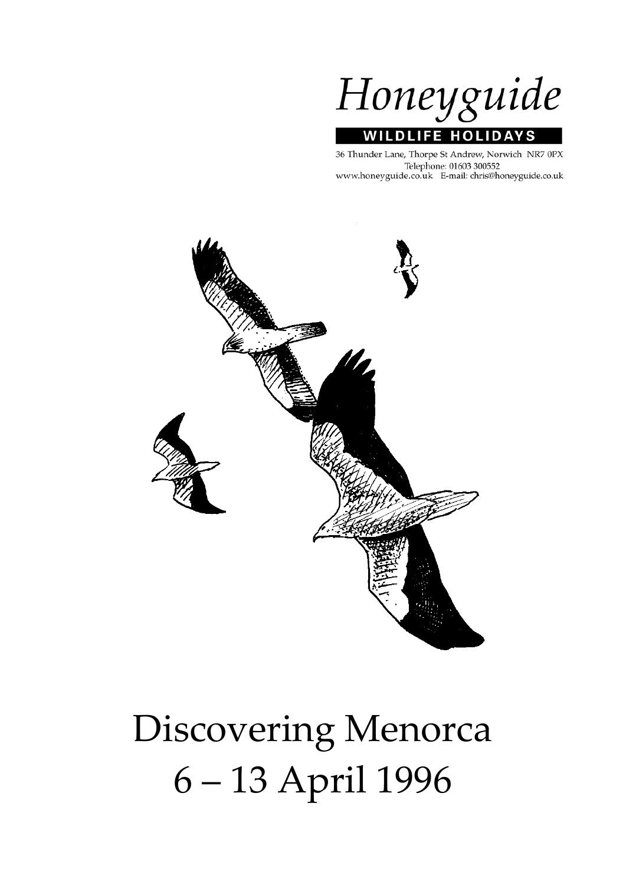Honeyguide

**WILDLIFE HOLIDAYS**

36 Thunder Lane, Thorpe St Andrew, Norwich NR7 0PX
Telephone: 01603 300552
www.honeyguide.co.uk E-mail: chris@honeyguide.co.uk

# Discovering Menorca
# 6 – 13 April 1996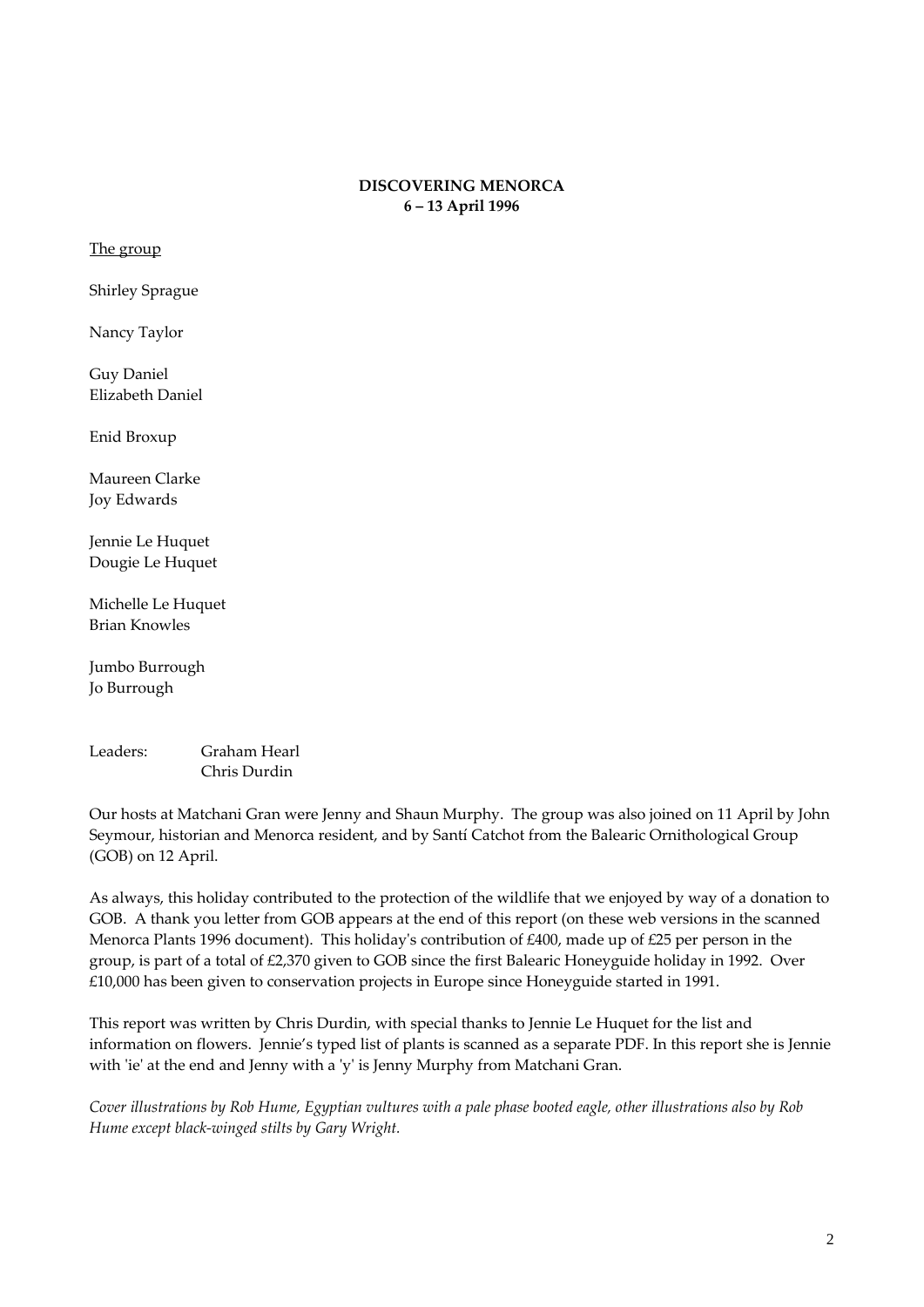**DISCOVERING MENORCA**
**6 – 13 April 1996**

The group

Shirley Sprague

Nancy Taylor

Guy Daniel
Elizabeth Daniel

Enid Broxup

Maureen Clarke
Joy Edwards

Jennie Le Huquet
Dougie Le Huquet

Michelle Le Huquet
Brian Knowles

Jumbo Burrough
Jo Burrough

Leaders: Graham Hearl
Chris Durdin

Our hosts at Matchani Gran were Jenny and Shaun Murphy. The group was also joined on 11 April by John Seymour, historian and Menorca resident, and by Santí Catchot from the Balearic Ornithological Group (GOB) on 12 April.

As always, this holiday contributed to the protection of the wildlife that we enjoyed by way of a donation to GOB. A thank you letter from GOB appears at the end of this report (on these web versions in the scanned Menorca Plants 1996 document). This holiday's contribution of £400, made up of £25 per person in the group, is part of a total of £2,370 given to GOB since the first Balearic Honeyguide holiday in 1992. Over £10,000 has been given to conservation projects in Europe since Honeyguide started in 1991.

This report was written by Chris Durdin, with special thanks to Jennie Le Huquet for the list and information on flowers. Jennie's typed list of plants is scanned as a separate PDF. In this report she is Jennie with 'ie' at the end and Jenny with a 'y' is Jenny Murphy from Matchani Gran.

*Cover illustrations by Rob Hume, Egyptian vultures with a pale phase booted eagle, other illustrations also by Rob Hume except black-winged stilts by Gary Wright.*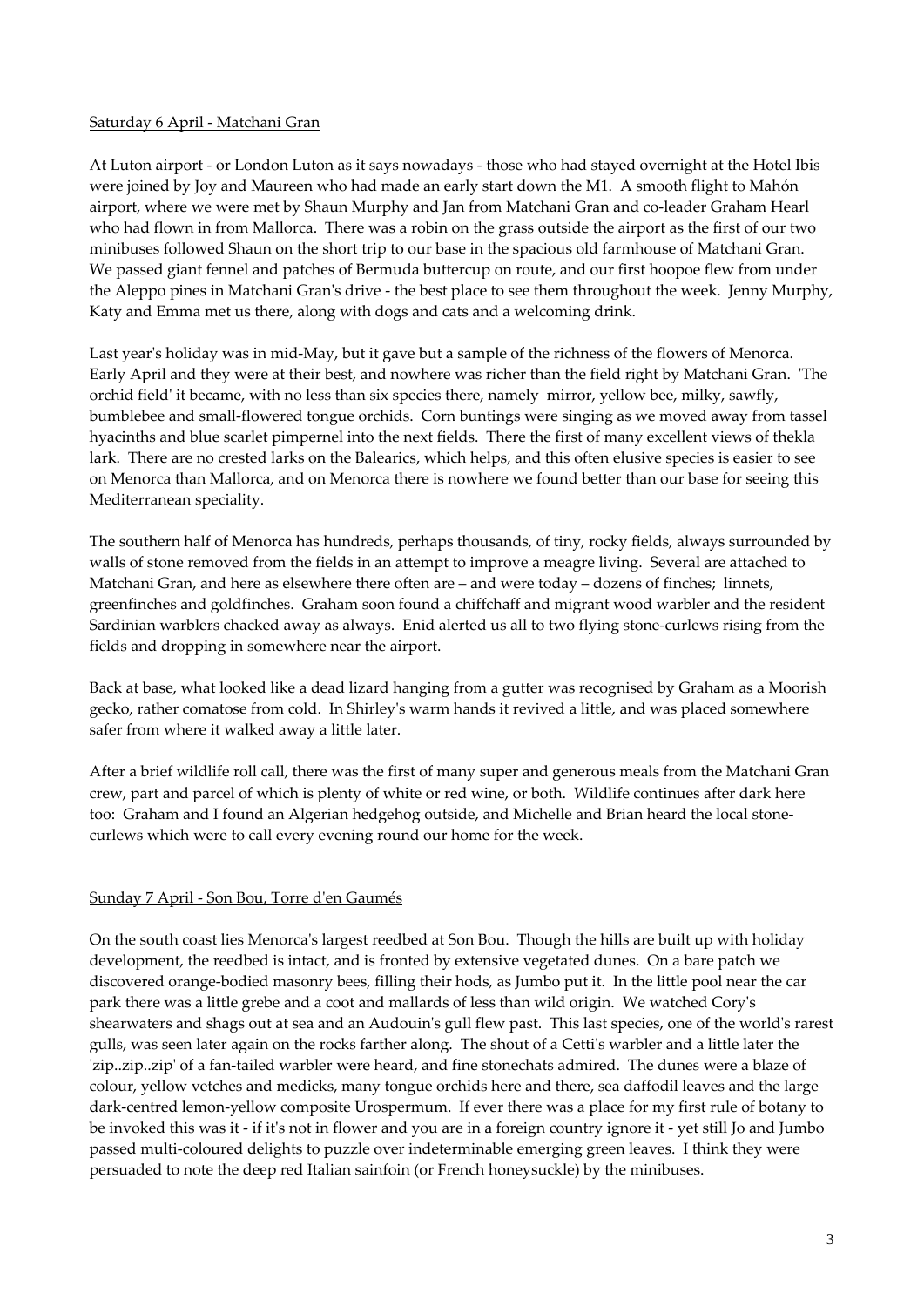Saturday 6 April - Matchani Gran

At Luton airport - or London Luton as it says nowadays - those who had stayed overnight at the Hotel Ibis were joined by Joy and Maureen who had made an early start down the M1. A smooth flight to Mahón airport, where we were met by Shaun Murphy and Jan from Matchani Gran and co-leader Graham Hearl who had flown in from Mallorca. There was a robin on the grass outside the airport as the first of our two minibuses followed Shaun on the short trip to our base in the spacious old farmhouse of Matchani Gran. We passed giant fennel and patches of Bermuda buttercup on route, and our first hoopoe flew from under the Aleppo pines in Matchani Gran's drive - the best place to see them throughout the week. Jenny Murphy, Katy and Emma met us there, along with dogs and cats and a welcoming drink.

Last year's holiday was in mid-May, but it gave but a sample of the richness of the flowers of Menorca. Early April and they were at their best, and nowhere was richer than the field right by Matchani Gran. 'The orchid field' it became, with no less than six species there, namely mirror, yellow bee, milky, sawfly, bumblebee and small-flowered tongue orchids. Corn buntings were singing as we moved away from tassel hyacinths and blue scarlet pimpernel into the next fields. There the first of many excellent views of thekla lark. There are no crested larks on the Balearics, which helps, and this often elusive species is easier to see on Menorca than Mallorca, and on Menorca there is nowhere we found better than our base for seeing this Mediterranean speciality.

The southern half of Menorca has hundreds, perhaps thousands, of tiny, rocky fields, always surrounded by walls of stone removed from the fields in an attempt to improve a meagre living. Several are attached to Matchani Gran, and here as elsewhere there often are – and were today – dozens of finches; linnets, greenfinches and goldfinches. Graham soon found a chiffchaff and migrant wood warbler and the resident Sardinian warblers chacked away as always. Enid alerted us all to two flying stone-curlews rising from the fields and dropping in somewhere near the airport.

Back at base, what looked like a dead lizard hanging from a gutter was recognised by Graham as a Moorish gecko, rather comatose from cold. In Shirley's warm hands it revived a little, and was placed somewhere safer from where it walked away a little later.

After a brief wildlife roll call, there was the first of many super and generous meals from the Matchani Gran crew, part and parcel of which is plenty of white or red wine, or both. Wildlife continues after dark here too: Graham and I found an Algerian hedgehog outside, and Michelle and Brian heard the local stone-curlews which were to call every evening round our home for the week.

Sunday 7 April - Son Bou, Torre d'en Gaumés

On the south coast lies Menorca's largest reedbed at Son Bou. Though the hills are built up with holiday development, the reedbed is intact, and is fronted by extensive vegetated dunes. On a bare patch we discovered orange-bodied masonry bees, filling their hods, as Jumbo put it. In the little pool near the car park there was a little grebe and a coot and mallards of less than wild origin. We watched Cory's shearwaters and shags out at sea and an Audouin's gull flew past. This last species, one of the world's rarest gulls, was seen later again on the rocks farther along. The shout of a Cetti's warbler and a little later the 'zip..zip..zip' of a fan-tailed warbler were heard, and fine stonechats admired. The dunes were a blaze of colour, yellow vetches and medicks, many tongue orchids here and there, sea daffodil leaves and the large dark-centred lemon-yellow composite Urospermum. If ever there was a place for my first rule of botany to be invoked this was it - if it's not in flower and you are in a foreign country ignore it - yet still Jo and Jumbo passed multi-coloured delights to puzzle over indeterminable emerging green leaves. I think they were persuaded to note the deep red Italian sainfoin (or French honeysuckle) by the minibuses.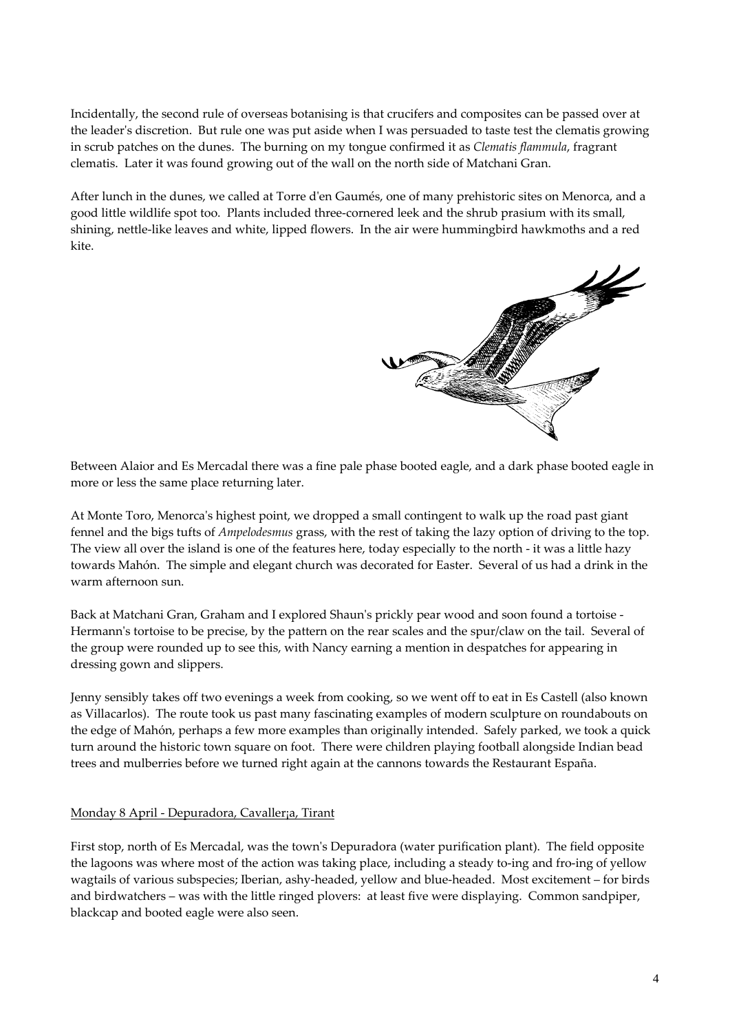Incidentally, the second rule of overseas botanising is that crucifers and composites can be passed over at the leader's discretion. But rule one was put aside when I was persuaded to taste test the clematis growing in scrub patches on the dunes. The burning on my tongue confirmed it as *Clematis flammula*, fragrant clematis. Later it was found growing out of the wall on the north side of Matchani Gran.

After lunch in the dunes, we called at Torre d'en Gaumés, one of many prehistoric sites on Menorca, and a good little wildlife spot too. Plants included three-cornered leek and the shrub prasium with its small, shining, nettle-like leaves and white, lipped flowers. In the air were hummingbird hawkmoths and a red kite.

Between Alaior and Es Mercadal there was a fine pale phase booted eagle, and a dark phase booted eagle in more or less the same place returning later.

At Monte Toro, Menorca's highest point, we dropped a small contingent to walk up the road past giant fennel and the bigs tufts of *Ampelodesmus* grass, with the rest of taking the lazy option of driving to the top. The view all over the island is one of the features here, today especially to the north - it was a little hazy towards Mahón. The simple and elegant church was decorated for Easter. Several of us had a drink in the warm afternoon sun.

Back at Matchani Gran, Graham and I explored Shaun's prickly pear wood and soon found a tortoise - Hermann's tortoise to be precise, by the pattern on the rear scales and the spur/claw on the tail. Several of the group were rounded up to see this, with Nancy earning a mention in despatches for appearing in dressing gown and slippers.

Jenny sensibly takes off two evenings a week from cooking, so we went off to eat in Es Castell (also known as Villacarlos). The route took us past many fascinating examples of modern sculpture on roundabouts on the edge of Mahón, perhaps a few more examples than originally intended. Safely parked, we took a quick turn around the historic town square on foot. There were children playing football alongside Indian bead trees and mulberries before we turned right again at the cannons towards the Restaurant España.

## Monday 8 April - Depuradora, Caviller¡a, Tirant

First stop, north of Es Mercadal, was the town's Depuradora (water purification plant). The field opposite the lagoons was where most of the action was taking place, including a steady to-ing and fro-ing of yellow wagtails of various subspecies; Iberian, ashy-headed, yellow and blue-headed. Most excitement – for birds and birdwatchers – was with the little ringed plovers: at least five were displaying. Common sandpiper, blackcap and booted eagle were also seen.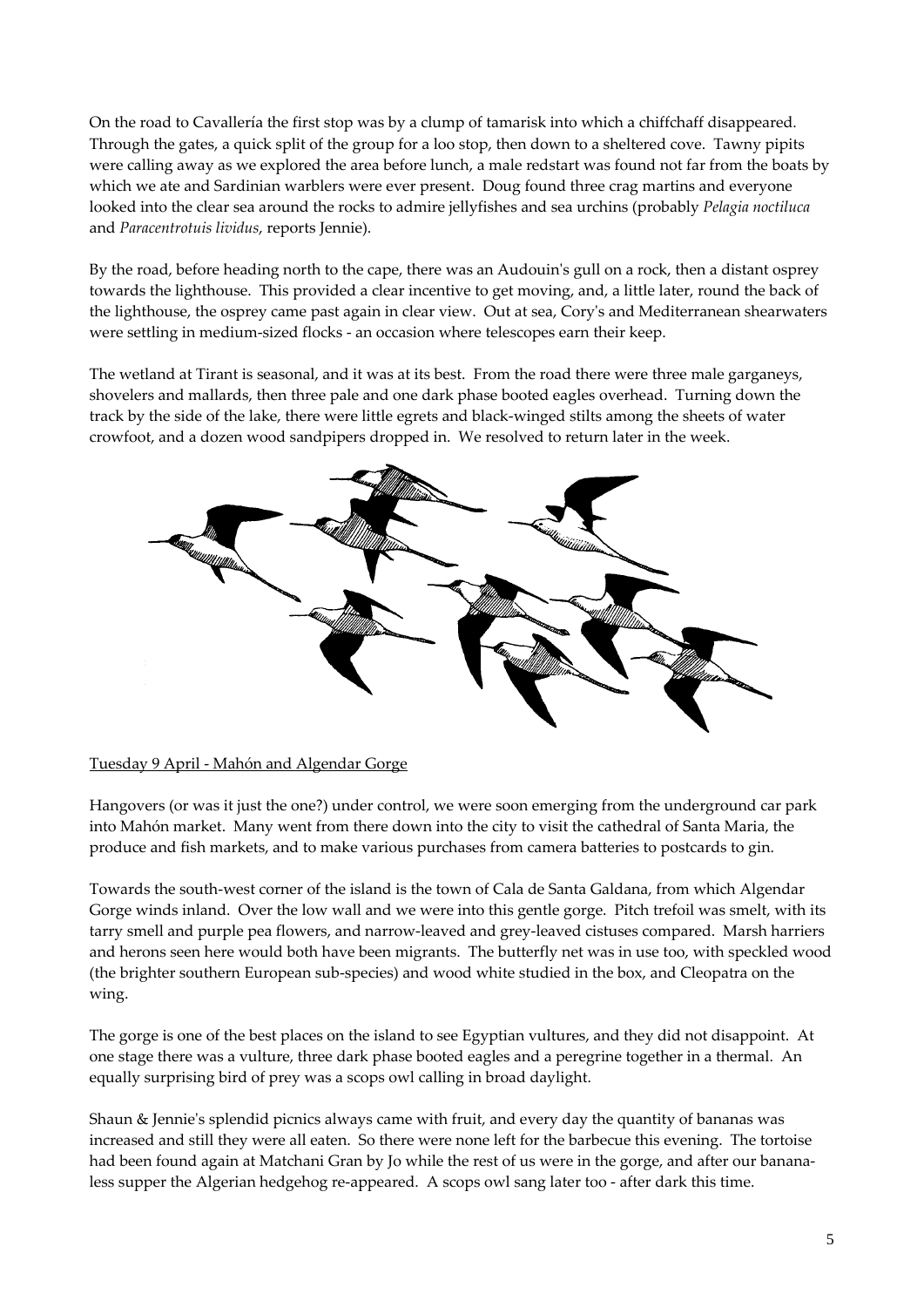On the road to Cavallería the first stop was by a clump of tamarisk into which a chiffchaff disappeared. Through the gates, a quick split of the group for a loo stop, then down to a sheltered cove. Tawny pipits were calling away as we explored the area before lunch, a male redstart was found not far from the boats by which we ate and Sardinian warblers were ever present. Doug found three crag martins and everyone looked into the clear sea around the rocks to admire jellyfishes and sea urchins (probably *Pelagia noctiluca* and *Paracentrotuis lividus*, reports Jennie).

By the road, before heading north to the cape, there was an Audouin's gull on a rock, then a distant osprey towards the lighthouse. This provided a clear incentive to get moving, and, a little later, round the back of the lighthouse, the osprey came past again in clear view. Out at sea, Cory's and Mediterranean shearwaters were settling in medium-sized flocks - an occasion where telescopes earn their keep.

The wetland at Tirant is seasonal, and it was at its best. From the road there were three male garganeys, shovelers and mallards, then three pale and one dark phase booted eagles overhead. Turning down the track by the side of the lake, there were little egrets and black-winged stilts among the sheets of water crowfoot, and a dozen wood sandpipers dropped in. We resolved to return later in the week.

Tuesday 9 April - Mahón and Algendar Gorge

Hangovers (or was it just the one?) under control, we were soon emerging from the underground car park into Mahón market. Many went from there down into the city to visit the cathedral of Santa Maria, the produce and fish markets, and to make various purchases from camera batteries to postcards to gin.

Towards the south-west corner of the island is the town of Cala de Santa Galdana, from which Algendar Gorge winds inland. Over the low wall and we were into this gentle gorge. Pitch trefoil was smelt, with its tarry smell and purple pea flowers, and narrow-leaved and grey-leaved cistuses compared. Marsh harriers and herons seen here would both have been migrants. The butterfly net was in use too, with speckled wood (the brighter southern European sub-species) and wood white studied in the box, and Cleopatra on the wing.

The gorge is one of the best places on the island to see Egyptian vultures, and they did not disappoint. At one stage there was a vulture, three dark phase booted eagles and a peregrine together in a thermal. An equally surprising bird of prey was a scops owl calling in broad daylight.

Shaun & Jennie's splendid picnics always came with fruit, and every day the quantity of bananas was increased and still they were all eaten. So there were none left for the barbecue this evening. The tortoise had been found again at Matchani Gran by Jo while the rest of us were in the gorge, and after our banana-less supper the Algerian hedgehog re-appeared. A scops owl sang later too - after dark this time.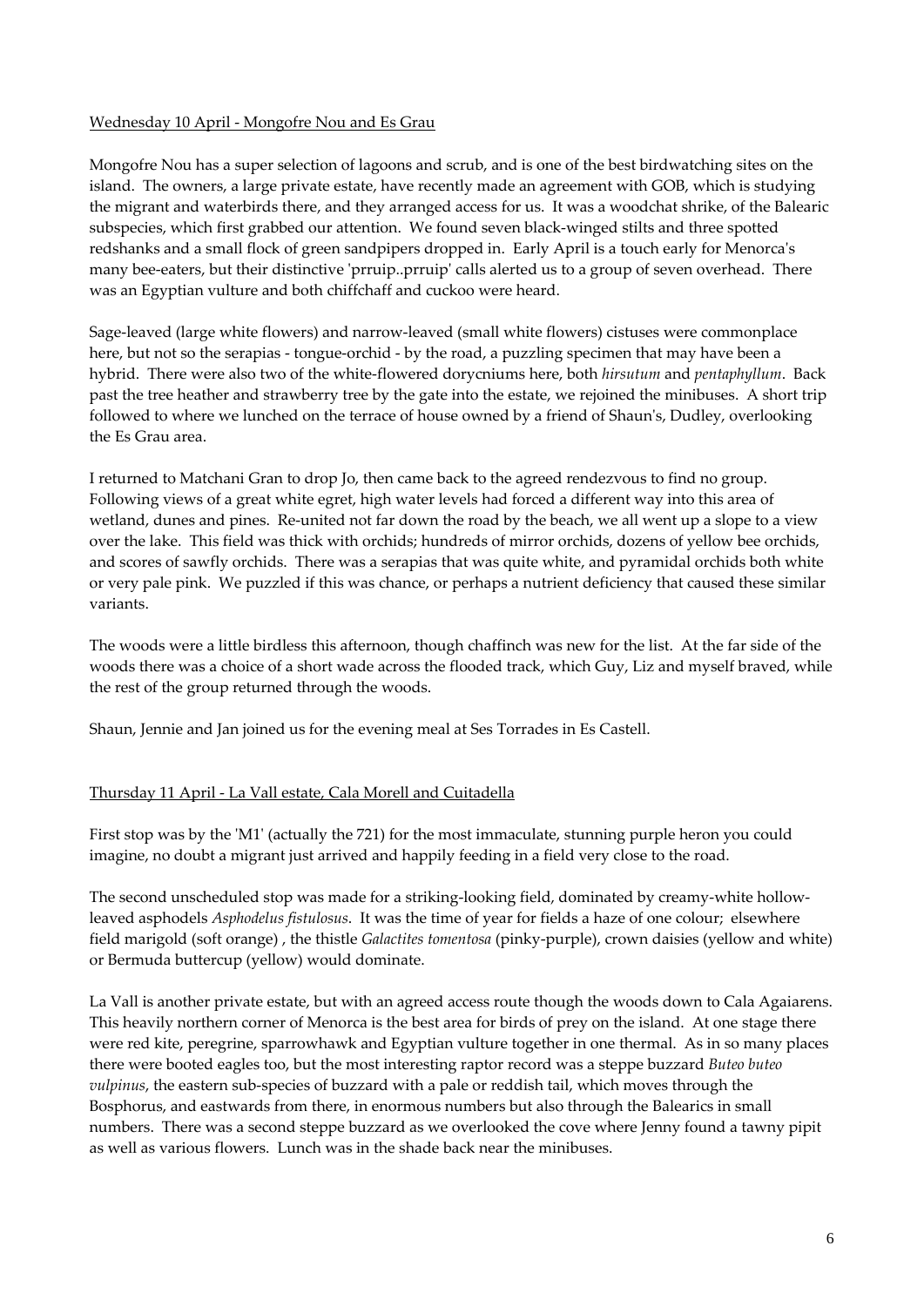Wednesday 10 April - Mongofre Nou and Es Grau

Mongofre Nou has a super selection of lagoons and scrub, and is one of the best birdwatching sites on the island. The owners, a large private estate, have recently made an agreement with GOB, which is studying the migrant and waterbirds there, and they arranged access for us. It was a woodchat shrike, of the Balearic subspecies, which first grabbed our attention. We found seven black-winged stilts and three spotted redshanks and a small flock of green sandpipers dropped in. Early April is a touch early for Menorca's many bee-eaters, but their distinctive 'prruip..prruip' calls alerted us to a group of seven overhead. There was an Egyptian vulture and both chiffchaff and cuckoo were heard.

Sage-leaved (large white flowers) and narrow-leaved (small white flowers) cistuses were commonplace here, but not so the serapias - tongue-orchid - by the road, a puzzling specimen that may have been a hybrid. There were also two of the white-flowered dorycniums here, both *hirsutum* and *pentaphyllum*. Back past the tree heather and strawberry tree by the gate into the estate, we rejoined the minibuses. A short trip followed to where we lunched on the terrace of house owned by a friend of Shaun's, Dudley, overlooking the Es Grau area.

I returned to Matchani Gran to drop Jo, then came back to the agreed rendezvous to find no group. Following views of a great white egret, high water levels had forced a different way into this area of wetland, dunes and pines. Re-united not far down the road by the beach, we all went up a slope to a view over the lake. This field was thick with orchids; hundreds of mirror orchids, dozens of yellow bee orchids, and scores of sawfly orchids. There was a serapias that was quite white, and pyramidal orchids both white or very pale pink. We puzzled if this was chance, or perhaps a nutrient deficiency that caused these similar variants.

The woods were a little birdless this afternoon, though chaffinch was new for the list. At the far side of the woods there was a choice of a short wade across the flooded track, which Guy, Liz and myself braved, while the rest of the group returned through the woods.

Shaun, Jennie and Jan joined us for the evening meal at Ses Torrades in Es Castell.

Thursday 11 April - La Vall estate, Cala Morell and Cuitadella

First stop was by the 'M1' (actually the 721) for the most immaculate, stunning purple heron you could imagine, no doubt a migrant just arrived and happily feeding in a field very close to the road.

The second unscheduled stop was made for a striking-looking field, dominated by creamy-white hollow-leaved asphodels *Asphodelus fistulosus*. It was the time of year for fields a haze of one colour; elsewhere field marigold (soft orange) , the thistle *Galactites tomentosa* (pinky-purple), crown daisies (yellow and white) or Bermuda buttercup (yellow) would dominate.

La Vall is another private estate, but with an agreed access route though the woods down to Cala Agaiarens. This heavily northern corner of Menorca is the best area for birds of prey on the island. At one stage there were red kite, peregrine, sparrowhawk and Egyptian vulture together in one thermal. As in so many places there were booted eagles too, but the most interesting raptor record was a steppe buzzard *Buteo buteo vulpinus*, the eastern sub-species of buzzard with a pale or reddish tail, which moves through the Bosphorus, and eastwards from there, in enormous numbers but also through the Balearics in small numbers. There was a second steppe buzzard as we overlooked the cove where Jenny found a tawny pipit as well as various flowers. Lunch was in the shade back near the minibuses.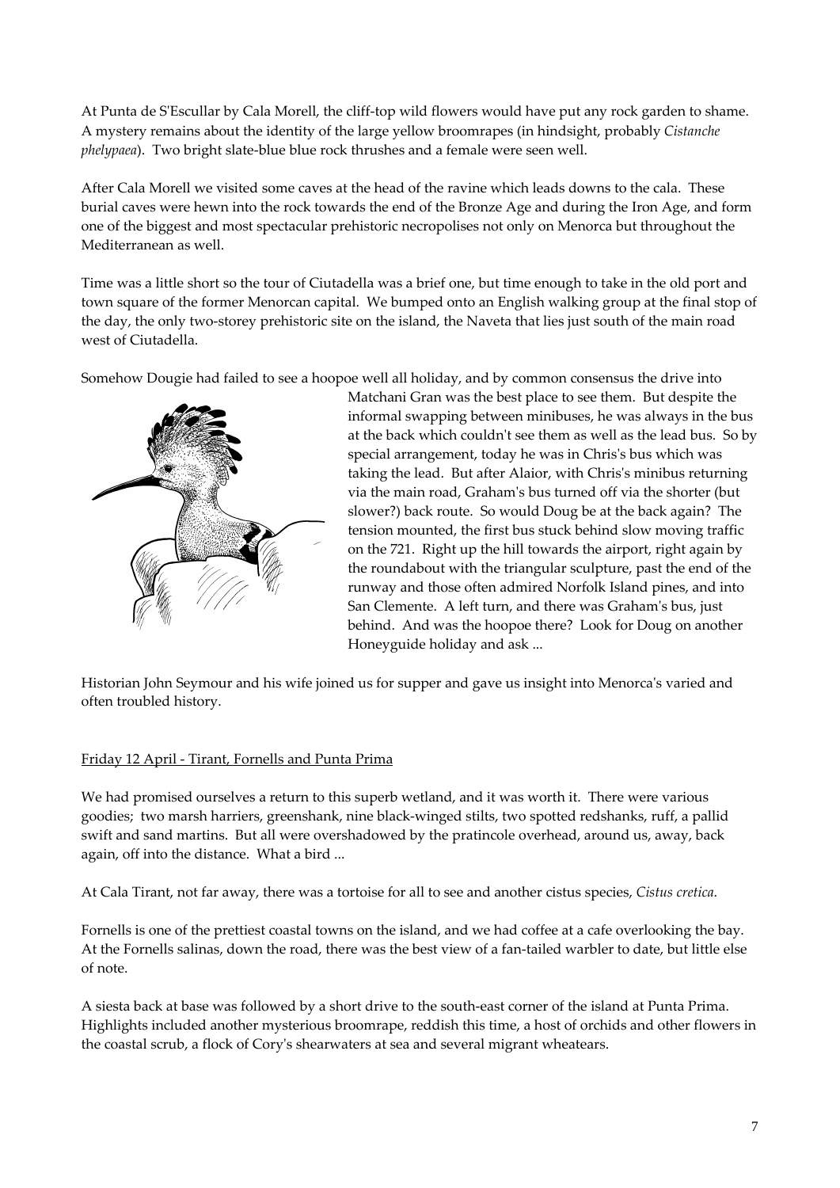At Punta de S'Escullar by Cala Morell, the cliff-top wild flowers would have put any rock garden to shame. A mystery remains about the identity of the large yellow broomrapes (in hindsight, probably *Cistanche phelypaea*). Two bright slate-blue blue rock thrushes and a female were seen well.

After Cala Morell we visited some caves at the head of the ravine which leads downs to the cala. These burial caves were hewn into the rock towards the end of the Bronze Age and during the Iron Age, and form one of the biggest and most spectacular prehistoric necropolises not only on Menorca but throughout the Mediterranean as well.

Time was a little short so the tour of Ciutadella was a brief one, but time enough to take in the old port and town square of the former Menorcan capital. We bumped onto an English walking group at the final stop of the day, the only two-storey prehistoric site on the island, the Naveta that lies just south of the main road west of Ciutadella.

Somehow Dougie had failed to see a hoopoe well all holiday, and by common consensus the drive into Matchani Gran was the best place to see them. But despite the informal swapping between minibuses, he was always in the bus at the back which couldn't see them as well as the lead bus. So by special arrangement, today he was in Chris's bus which was taking the lead. But after Alaior, with Chris's minibus returning via the main road, Graham's bus turned off via the shorter (but slower?) back route. So would Doug be at the back again? The tension mounted, the first bus stuck behind slow moving traffic on the 721. Right up the hill towards the airport, right again by the roundabout with the triangular sculpture, past the end of the runway and those often admired Norfolk Island pines, and into San Clemente. A left turn, and there was Graham's bus, just behind. And was the hoopoe there? Look for Doug on another Honeyguide holiday and ask ...

Historian John Seymour and his wife joined us for supper and gave us insight into Menorca's varied and often troubled history.

## Friday 12 April - Tirant, Fornells and Punta Prima

We had promised ourselves a return to this superb wetland, and it was worth it. There were various goodies; two marsh harriers, greenshank, nine black-winged stilts, two spotted redshanks, ruff, a pallid swift and sand martins. But all were overshadowed by the pratincole overhead, around us, away, back again, off into the distance. What a bird ...

At Cala Tirant, not far away, there was a tortoise for all to see and another cistus species, *Cistus cretica*.

Fornells is one of the prettiest coastal towns on the island, and we had coffee at a cafe overlooking the bay. At the Fornells salinas, down the road, there was the best view of a fan-tailed warbler to date, but little else of note.

A siesta back at base was followed by a short drive to the south-east corner of the island at Punta Prima. Highlights included another mysterious broomrape, reddish this time, a host of orchids and other flowers in the coastal scrub, a flock of Cory's shearwaters at sea and several migrant wheatears.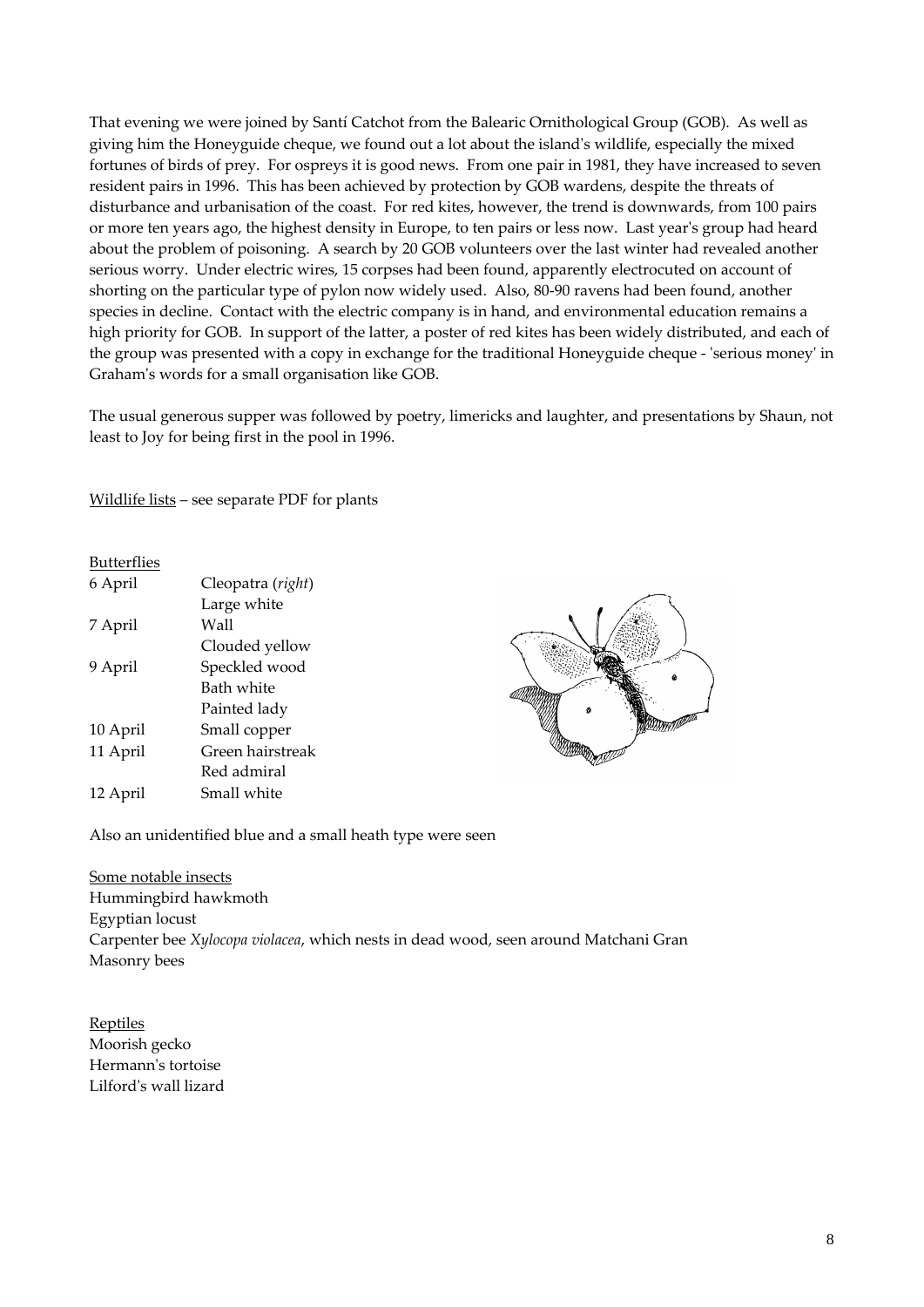That evening we were joined by Santí Catchot from the Balearic Ornithological Group (GOB). As well as giving him the Honeyguide cheque, we found out a lot about the island's wildlife, especially the mixed fortunes of birds of prey. For ospreys it is good news. From one pair in 1981, they have increased to seven resident pairs in 1996. This has been achieved by protection by GOB wardens, despite the threats of disturbance and urbanisation of the coast. For red kites, however, the trend is downwards, from 100 pairs or more ten years ago, the highest density in Europe, to ten pairs or less now. Last year's group had heard about the problem of poisoning. A search by 20 GOB volunteers over the last winter had revealed another serious worry. Under electric wires, 15 corpses had been found, apparently electrocuted on account of shorting on the particular type of pylon now widely used. Also, 80-90 ravens had been found, another species in decline. Contact with the electric company is in hand, and environmental education remains a high priority for GOB. In support of the latter, a poster of red kites has been widely distributed, and each of the group was presented with a copy in exchange for the traditional Honeyguide cheque - 'serious money' in Graham's words for a small organisation like GOB.

The usual generous supper was followed by poetry, limericks and laughter, and presentations by Shaun, not least to Joy for being first in the pool in 1996.

Wildlife lists – see separate PDF for plants

Butterflies

| | |
|---|---|
| 6 April | Cleopatra (*right*) |
| | Large white |
| 7 April | Wall |
| | Clouded yellow |
| 9 April | Speckled wood |
| | Bath white |
| | Painted lady |
| 10 April | Small copper |
| 11 April | Green hairstreak |
| | Red admiral |
| 12 April | Small white |

Also an unidentified blue and a small heath type were seen

Some notable insects

Hummingbird hawkmoth
Egyptian locust
Carpenter bee *Xylocopa violacea*, which nests in dead wood, seen around Matchani Gran
Masonry bees

Reptiles

Moorish gecko
Hermann's tortoise
Lilford's wall lizard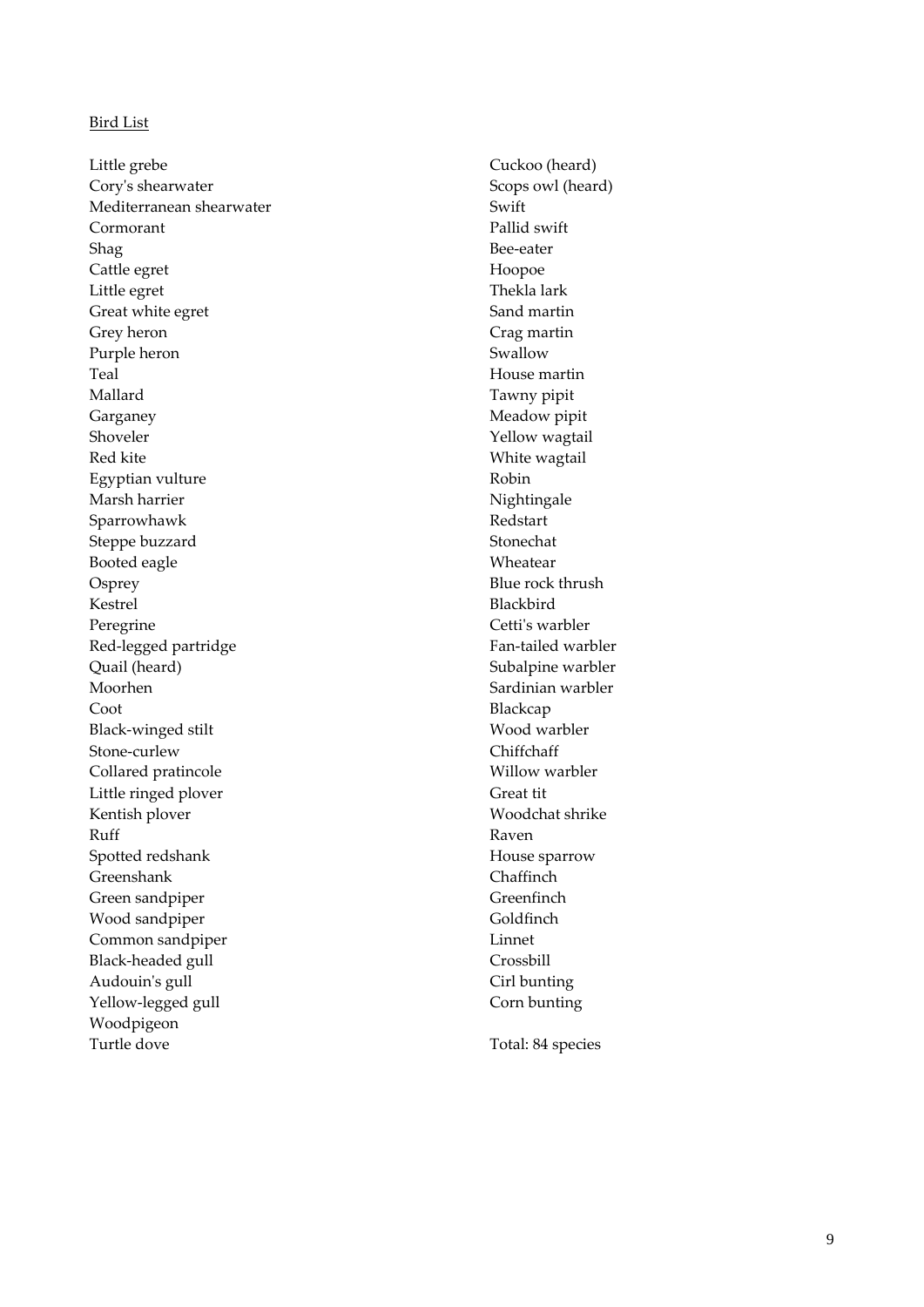Bird List

Little grebe
Cory's shearwater
Mediterranean shearwater
Cormorant
Shag
Cattle egret
Little egret
Great white egret
Grey heron
Purple heron
Teal
Mallard
Garganey
Shoveler
Red kite
Egyptian vulture
Marsh harrier
Sparrowhawk
Steppe buzzard
Booted eagle
Osprey
Kestrel
Peregrine
Red-legged partridge
Quail (heard)
Moorhen
Coot
Black-winged stilt
Stone-curlew
Collared pratincole
Little ringed plover
Kentish plover
Ruff
Spotted redshank
Greenshank
Green sandpiper
Wood sandpiper
Common sandpiper
Black-headed gull
Audouin's gull
Yellow-legged gull
Woodpigeon
Turtle dove
Cuckoo (heard)
Scops owl (heard)
Swift
Pallid swift
Bee-eater
Hoopoe
Thekla lark
Sand martin
Crag martin
Swallow
House martin
Tawny pipit
Meadow pipit
Yellow wagtail
White wagtail
Robin
Nightingale
Redstart
Stonechat
Wheatear
Blue rock thrush
Blackbird
Cetti's warbler
Fan-tailed warbler
Subalpine warbler
Sardinian warbler
Blackcap
Wood warbler
Chiffchaff
Willow warbler
Great tit
Woodchat shrike
Raven
House sparrow
Chaffinch
Greenfinch
Goldfinch
Linnet
Crossbill
Cirl bunting
Corn bunting

Total: 84 species